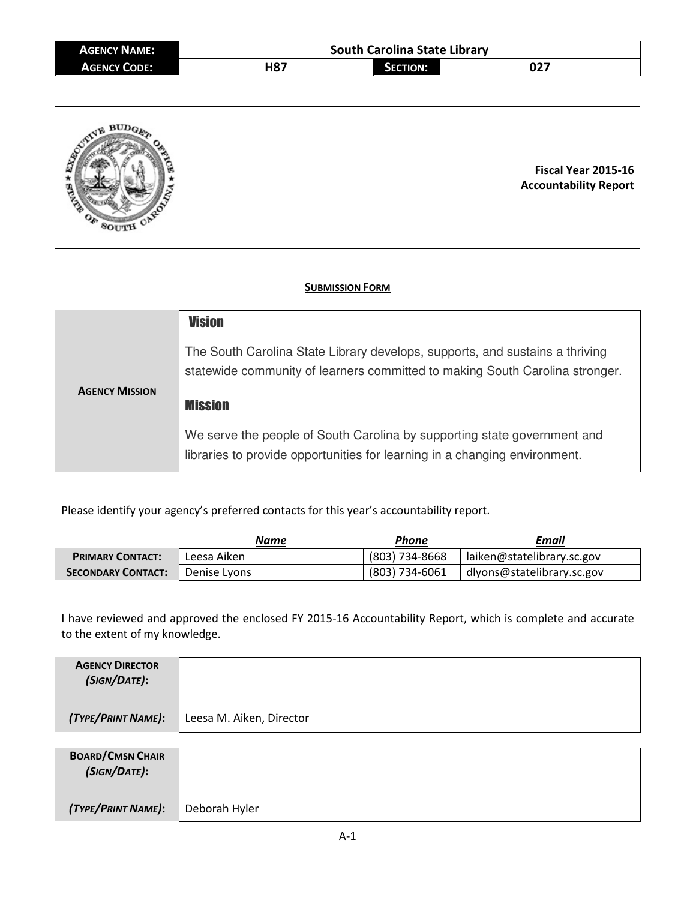| AGENCY NAME: | South Carolina State Library | | |
|---|---|---|---|
| AGENCY CODE: | H87 | SECTION: | 027 |

**Fiscal Year 2015-16**
**Accountability Report**

## SUBMISSION FORM

<table>
<tr>
<td rowspan="4"><strong>AGENCY MISSION</strong></td>
<td><strong>Vision</strong></td>
</tr>
<tr>
<td>The South Carolina State Library develops, supports, and sustains a thriving statewide community of learners committed to making South Carolina stronger.</td>
</tr>
<tr>
<td><strong>Mission</strong></td>
</tr>
<tr>
<td>We serve the people of South Carolina by supporting state government and libraries to provide opportunities for learning in a changing environment.</td>
</tr>
</table>

Please identify your agency's preferred contacts for this year's accountability report.

| | *Name* | *Phone* | *Email* |
|---|---|---|---|
| **PRIMARY CONTACT:** | Leesa Aiken | (803) 734-8668 | laiken@statelibrary.sc.gov |
| **SECONDARY CONTACT:** | Denise Lyons | (803) 734-6061 | dlyons@statelibrary.sc.gov |

I have reviewed and approved the enclosed FY 2015-16 Accountability Report, which is complete and accurate to the extent of my knowledge.

| | |
|---|---|
| **AGENCY DIRECTOR** ***(SIGN/DATE)*:** | |
| ***(TYPE/PRINT NAME)*:** | Leesa M. Aiken, Director |

| | |
|---|---|
| **BOARD/CMSN CHAIR** ***(SIGN/DATE)*:** | |
| ***(TYPE/PRINT NAME)*:** | Deborah Hyler |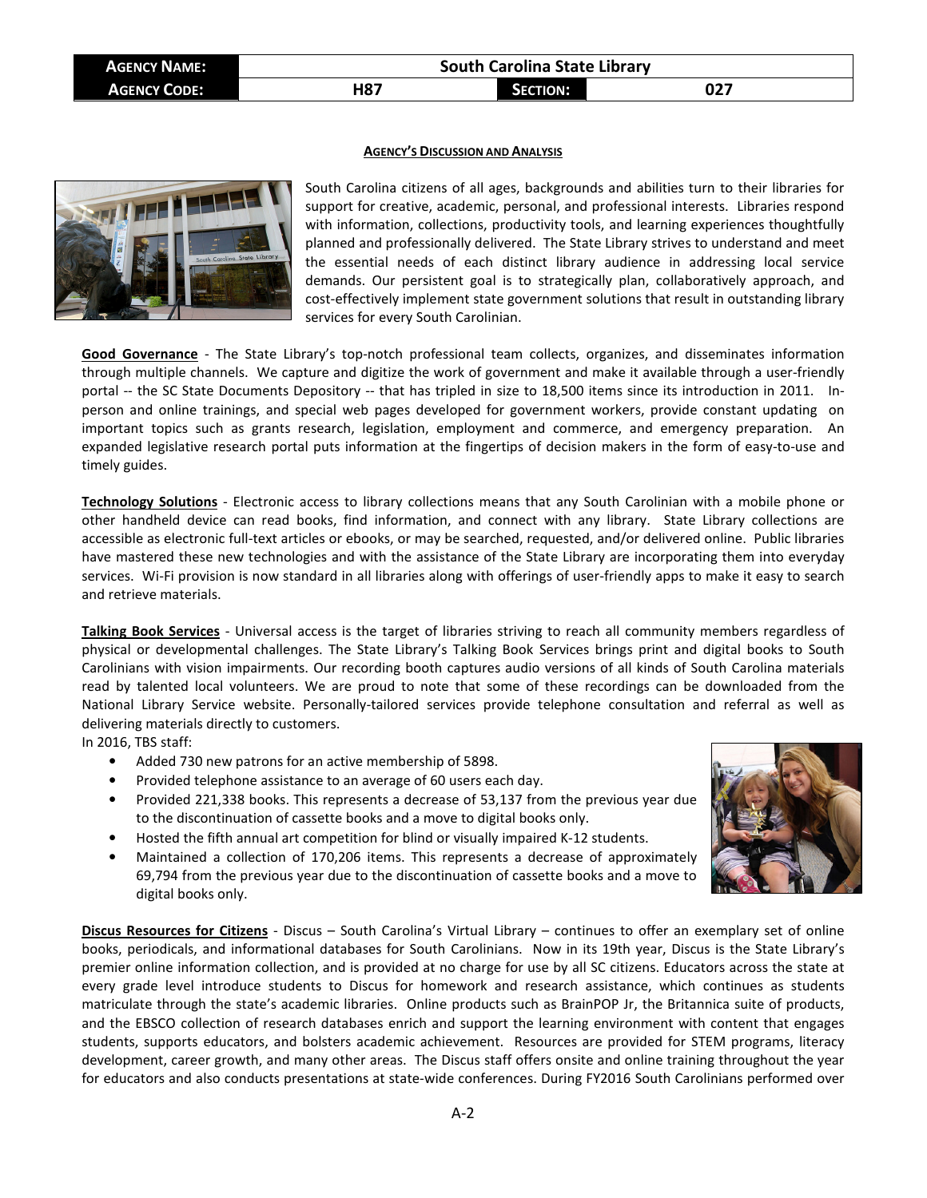| AGENCY NAME: | South Carolina State Library | | |
| --- | --- | --- | --- |
| AGENCY CODE: | H87 | SECTION: | 027 |

**AGENCY'S DISCUSSION AND ANALYSIS**

South Carolina citizens of all ages, backgrounds and abilities turn to their libraries for support for creative, academic, personal, and professional interests. Libraries respond with information, collections, productivity tools, and learning experiences thoughtfully planned and professionally delivered. The State Library strives to understand and meet the essential needs of each distinct library audience in addressing local service demands. Our persistent goal is to strategically plan, collaboratively approach, and cost-effectively implement state government solutions that result in outstanding library services for every South Carolinian.

**Good Governance** - The State Library's top-notch professional team collects, organizes, and disseminates information through multiple channels. We capture and digitize the work of government and make it available through a user-friendly portal -- the SC State Documents Depository -- that has tripled in size to 18,500 items since its introduction in 2011. In-person and online trainings, and special web pages developed for government workers, provide constant updating on important topics such as grants research, legislation, employment and commerce, and emergency preparation. An expanded legislative research portal puts information at the fingertips of decision makers in the form of easy-to-use and timely guides.

**Technology Solutions** - Electronic access to library collections means that any South Carolinian with a mobile phone or other handheld device can read books, find information, and connect with any library. State Library collections are accessible as electronic full-text articles or ebooks, or may be searched, requested, and/or delivered online. Public libraries have mastered these new technologies and with the assistance of the State Library are incorporating them into everyday services. Wi-Fi provision is now standard in all libraries along with offerings of user-friendly apps to make it easy to search and retrieve materials.

**Talking Book Services** - Universal access is the target of libraries striving to reach all community members regardless of physical or developmental challenges. The State Library's Talking Book Services brings print and digital books to South Carolinians with vision impairments. Our recording booth captures audio versions of all kinds of South Carolina materials read by talented local volunteers. We are proud to note that some of these recordings can be downloaded from the National Library Service website. Personally-tailored services provide telephone consultation and referral as well as delivering materials directly to customers.

In 2016, TBS staff:

- Added 730 new patrons for an active membership of 5898.
- Provided telephone assistance to an average of 60 users each day.
- Provided 221,338 books. This represents a decrease of 53,137 from the previous year due to the discontinuation of cassette books and a move to digital books only.
- Hosted the fifth annual art competition for blind or visually impaired K-12 students.
- Maintained a collection of 170,206 items. This represents a decrease of approximately 69,794 from the previous year due to the discontinuation of cassette books and a move to digital books only.

**Discus Resources for Citizens** - Discus – South Carolina's Virtual Library – continues to offer an exemplary set of online books, periodicals, and informational databases for South Carolinians. Now in its 19th year, Discus is the State Library's premier online information collection, and is provided at no charge for use by all SC citizens. Educators across the state at every grade level introduce students to Discus for homework and research assistance, which continues as students matriculate through the state's academic libraries. Online products such as BrainPOP Jr, the Britannica suite of products, and the EBSCO collection of research databases enrich and support the learning environment with content that engages students, supports educators, and bolsters academic achievement. Resources are provided for STEM programs, literacy development, career growth, and many other areas. The Discus staff offers onsite and online training throughout the year for educators and also conducts presentations at state-wide conferences. During FY2016 South Carolinians performed over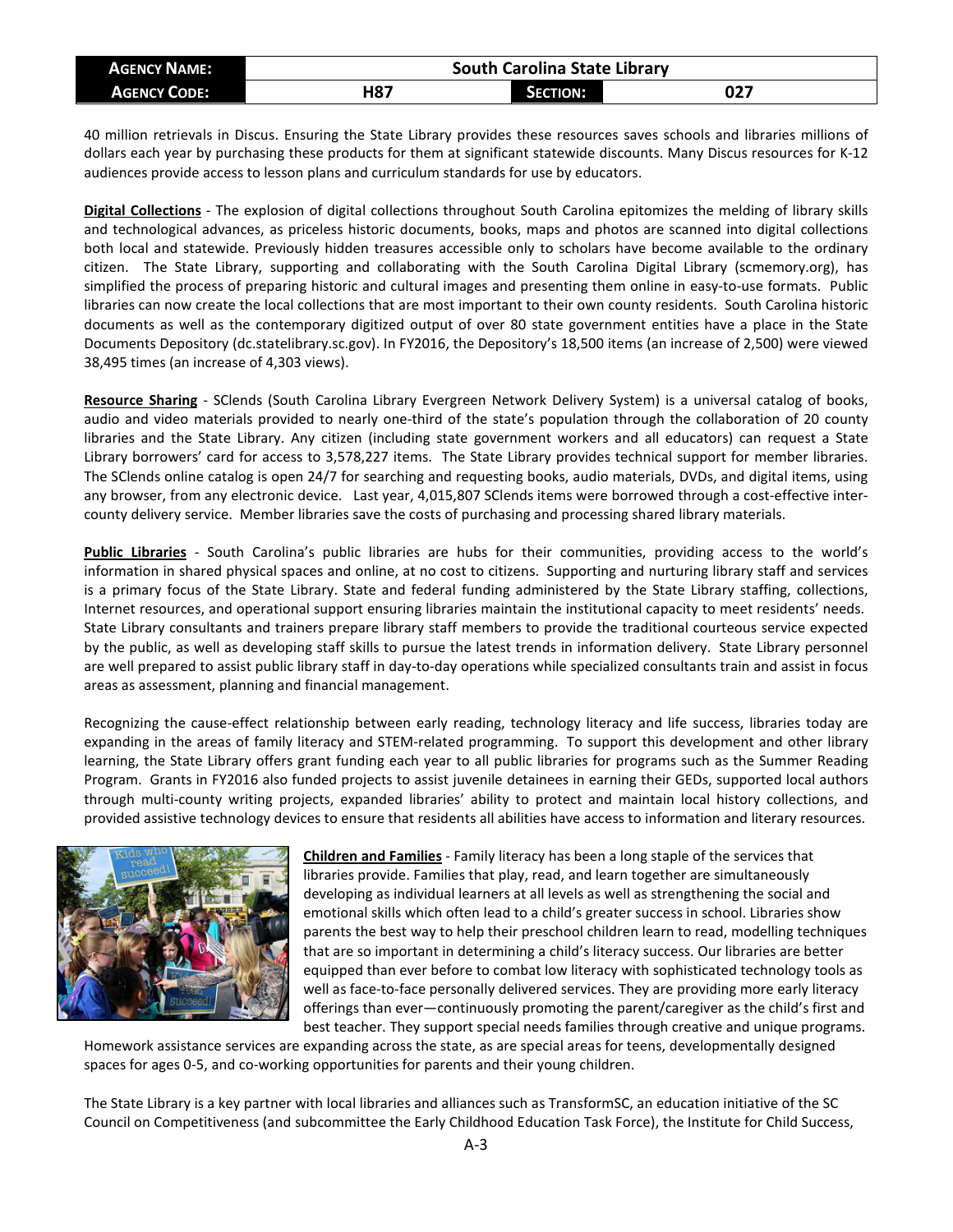40 million retrievals in Discus. Ensuring the State Library provides these resources saves schools and libraries millions of dollars each year by purchasing these products for them at significant statewide discounts. Many Discus resources for K-12 audiences provide access to lesson plans and curriculum standards for use by educators.

**Digital Collections** - The explosion of digital collections throughout South Carolina epitomizes the melding of library skills and technological advances, as priceless historic documents, books, maps and photos are scanned into digital collections both local and statewide. Previously hidden treasures accessible only to scholars have become available to the ordinary citizen. The State Library, supporting and collaborating with the South Carolina Digital Library (scmemory.org), has simplified the process of preparing historic and cultural images and presenting them online in easy-to-use formats. Public libraries can now create the local collections that are most important to their own county residents. South Carolina historic documents as well as the contemporary digitized output of over 80 state government entities have a place in the State Documents Depository (dc.statelibrary.sc.gov). In FY2016, the Depository's 18,500 items (an increase of 2,500) were viewed 38,495 times (an increase of 4,303 views).

**Resource Sharing** - SClends (South Carolina Library Evergreen Network Delivery System) is a universal catalog of books, audio and video materials provided to nearly one-third of the state's population through the collaboration of 20 county libraries and the State Library. Any citizen (including state government workers and all educators) can request a State Library borrowers' card for access to 3,578,227 items. The State Library provides technical support for member libraries. The SClends online catalog is open 24/7 for searching and requesting books, audio materials, DVDs, and digital items, using any browser, from any electronic device. Last year, 4,015,807 SClends items were borrowed through a cost-effective inter-county delivery service. Member libraries save the costs of purchasing and processing shared library materials.

**Public Libraries** - South Carolina's public libraries are hubs for their communities, providing access to the world's information in shared physical spaces and online, at no cost to citizens. Supporting and nurturing library staff and services is a primary focus of the State Library. State and federal funding administered by the State Library staffing, collections, Internet resources, and operational support ensuring libraries maintain the institutional capacity to meet residents' needs. State Library consultants and trainers prepare library staff members to provide the traditional courteous service expected by the public, as well as developing staff skills to pursue the latest trends in information delivery. State Library personnel are well prepared to assist public library staff in day-to-day operations while specialized consultants train and assist in focus areas as assessment, planning and financial management.

Recognizing the cause-effect relationship between early reading, technology literacy and life success, libraries today are expanding in the areas of family literacy and STEM-related programming. To support this development and other library learning, the State Library offers grant funding each year to all public libraries for programs such as the Summer Reading Program. Grants in FY2016 also funded projects to assist juvenile detainees in earning their GEDs, supported local authors through multi-county writing projects, expanded libraries' ability to protect and maintain local history collections, and provided assistive technology devices to ensure that residents all abilities have access to information and literary resources.

**Children and Families** - Family literacy has been a long staple of the services that libraries provide. Families that play, read, and learn together are simultaneously developing as individual learners at all levels as well as strengthening the social and emotional skills which often lead to a child's greater success in school. Libraries show parents the best way to help their preschool children learn to read, modelling techniques that are so important in determining a child's literacy success. Our libraries are better equipped than ever before to combat low literacy with sophisticated technology tools as well as face-to-face personally delivered services. They are providing more early literacy offerings than ever—continuously promoting the parent/caregiver as the child's first and best teacher. They support special needs families through creative and unique programs. Homework assistance services are expanding across the state, as are special areas for teens, developmentally designed spaces for ages 0-5, and co-working opportunities for parents and their young children.

The State Library is a key partner with local libraries and alliances such as TransformSC, an education initiative of the SC Council on Competitiveness (and subcommittee the Early Childhood Education Task Force), the Institute for Child Success,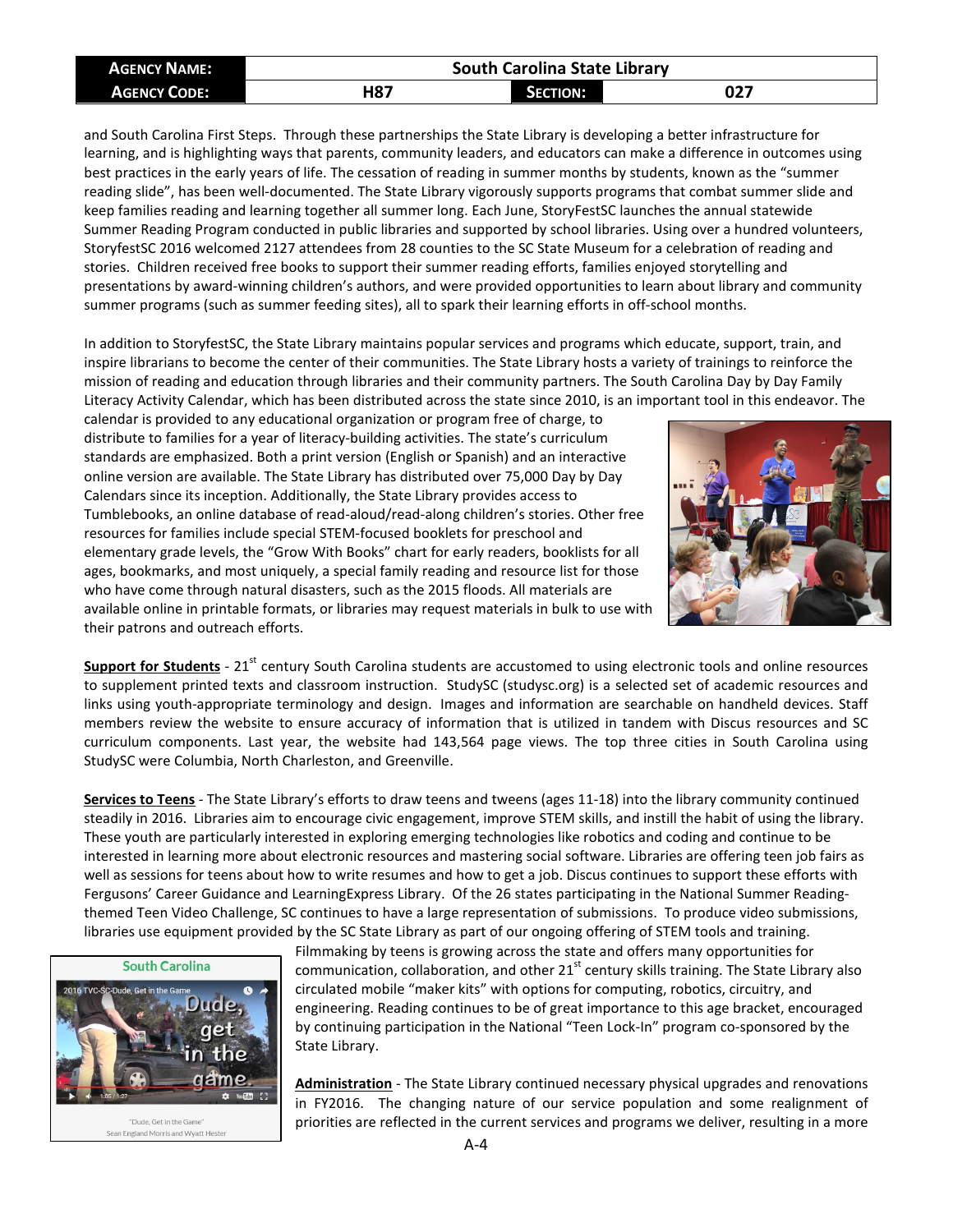and South Carolina First Steps. Through these partnerships the State Library is developing a better infrastructure for learning, and is highlighting ways that parents, community leaders, and educators can make a difference in outcomes using best practices in the early years of life. The cessation of reading in summer months by students, known as the "summer reading slide", has been well-documented. The State Library vigorously supports programs that combat summer slide and keep families reading and learning together all summer long. Each June, StoryFestSC launches the annual statewide Summer Reading Program conducted in public libraries and supported by school libraries. Using over a hundred volunteers, StoryfestSC 2016 welcomed 2127 attendees from 28 counties to the SC State Museum for a celebration of reading and stories. Children received free books to support their summer reading efforts, families enjoyed storytelling and presentations by award-winning children's authors, and were provided opportunities to learn about library and community summer programs (such as summer feeding sites), all to spark their learning efforts in off-school months.

In addition to StoryfestSC, the State Library maintains popular services and programs which educate, support, train, and inspire librarians to become the center of their communities. The State Library hosts a variety of trainings to reinforce the mission of reading and education through libraries and their community partners. The South Carolina Day by Day Family Literacy Activity Calendar, which has been distributed across the state since 2010, is an important tool in this endeavor. The calendar is provided to any educational organization or program free of charge, to distribute to families for a year of literacy-building activities. The state's curriculum standards are emphasized. Both a print version (English or Spanish) and an interactive online version are available. The State Library has distributed over 75,000 Day by Day Calendars since its inception. Additionally, the State Library provides access to Tumblebooks, an online database of read-aloud/read-along children's stories. Other free resources for families include special STEM-focused booklets for preschool and elementary grade levels, the "Grow With Books" chart for early readers, booklists for all ages, bookmarks, and most uniquely, a special family reading and resource list for those who have come through natural disasters, such as the 2015 floods. All materials are available online in printable formats, or libraries may request materials in bulk to use with their patrons and outreach efforts.

**Support for Students** - 21st century South Carolina students are accustomed to using electronic tools and online resources to supplement printed texts and classroom instruction. StudySC (studysc.org) is a selected set of academic resources and links using youth-appropriate terminology and design. Images and information are searchable on handheld devices. Staff members review the website to ensure accuracy of information that is utilized in tandem with Discus resources and SC curriculum components. Last year, the website had 143,564 page views. The top three cities in South Carolina using StudySC were Columbia, North Charleston, and Greenville.

**Services to Teens** - The State Library's efforts to draw teens and tweens (ages 11-18) into the library community continued steadily in 2016. Libraries aim to encourage civic engagement, improve STEM skills, and instill the habit of using the library. These youth are particularly interested in exploring emerging technologies like robotics and coding and continue to be interested in learning more about electronic resources and mastering social software. Libraries are offering teen job fairs as well as sessions for teens about how to write resumes and how to get a job. Discus continues to support these efforts with Fergusons' Career Guidance and LearningExpress Library. Of the 26 states participating in the National Summer Reading-themed Teen Video Challenge, SC continues to have a large representation of submissions. To produce video submissions, libraries use equipment provided by the SC State Library as part of our ongoing offering of STEM tools and training. Filmmaking by teens is growing across the state and offers many opportunities for communication, collaboration, and other 21st century skills training. The State Library also circulated mobile "maker kits" with options for computing, robotics, circuitry, and engineering. Reading continues to be of great importance to this age bracket, encouraged by continuing participation in the National "Teen Lock-In" program co-sponsored by the State Library.

"Dude, Get in the Game"
Sean England Morris and Wyatt Hester

**Administration** - The State Library continued necessary physical upgrades and renovations in FY2016. The changing nature of our service population and some realignment of priorities are reflected in the current services and programs we deliver, resulting in a more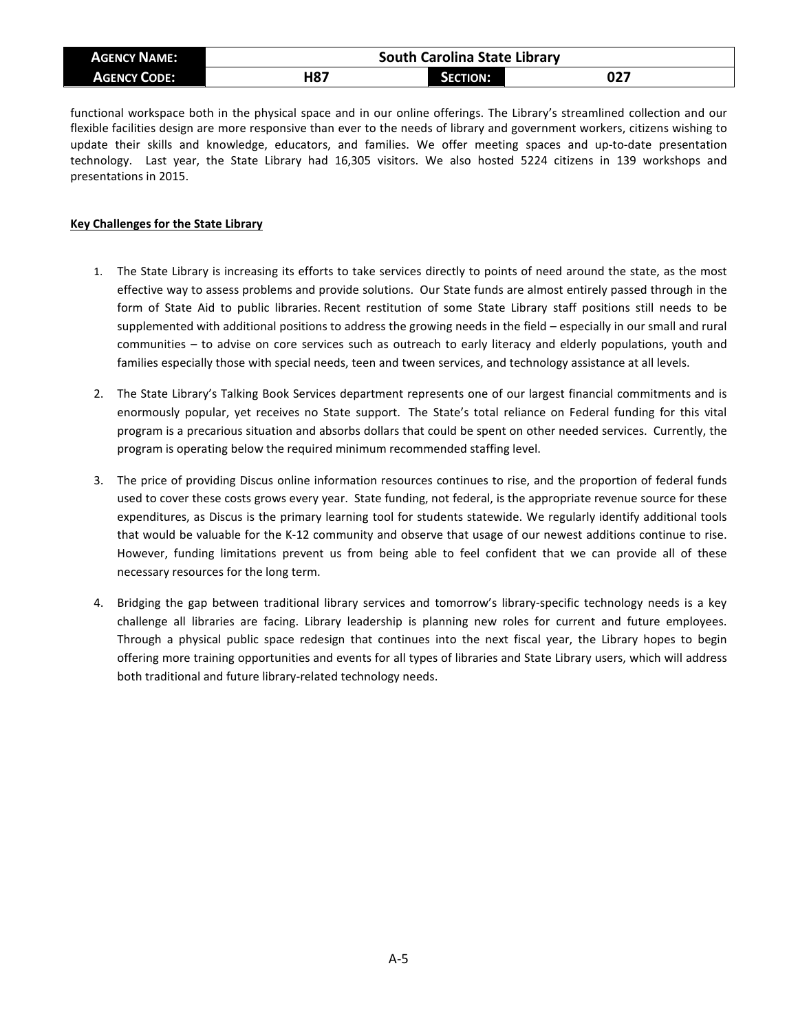functional workspace both in the physical space and in our online offerings. The Library's streamlined collection and our flexible facilities design are more responsive than ever to the needs of library and government workers, citizens wishing to update their skills and knowledge, educators, and families. We offer meeting spaces and up-to-date presentation technology. Last year, the State Library had 16,305 visitors. We also hosted 5224 citizens in 139 workshops and presentations in 2015.

**Key Challenges for the State Library**

1. The State Library is increasing its efforts to take services directly to points of need around the state, as the most effective way to assess problems and provide solutions. Our State funds are almost entirely passed through in the form of State Aid to public libraries. Recent restitution of some State Library staff positions still needs to be supplemented with additional positions to address the growing needs in the field – especially in our small and rural communities – to advise on core services such as outreach to early literacy and elderly populations, youth and families especially those with special needs, teen and tween services, and technology assistance at all levels.

2. The State Library's Talking Book Services department represents one of our largest financial commitments and is enormously popular, yet receives no State support. The State's total reliance on Federal funding for this vital program is a precarious situation and absorbs dollars that could be spent on other needed services. Currently, the program is operating below the required minimum recommended staffing level.

3. The price of providing Discus online information resources continues to rise, and the proportion of federal funds used to cover these costs grows every year. State funding, not federal, is the appropriate revenue source for these expenditures, as Discus is the primary learning tool for students statewide. We regularly identify additional tools that would be valuable for the K-12 community and observe that usage of our newest additions continue to rise. However, funding limitations prevent us from being able to feel confident that we can provide all of these necessary resources for the long term.

4. Bridging the gap between traditional library services and tomorrow's library-specific technology needs is a key challenge all libraries are facing. Library leadership is planning new roles for current and future employees. Through a physical public space redesign that continues into the next fiscal year, the Library hopes to begin offering more training opportunities and events for all types of libraries and State Library users, which will address both traditional and future library-related technology needs.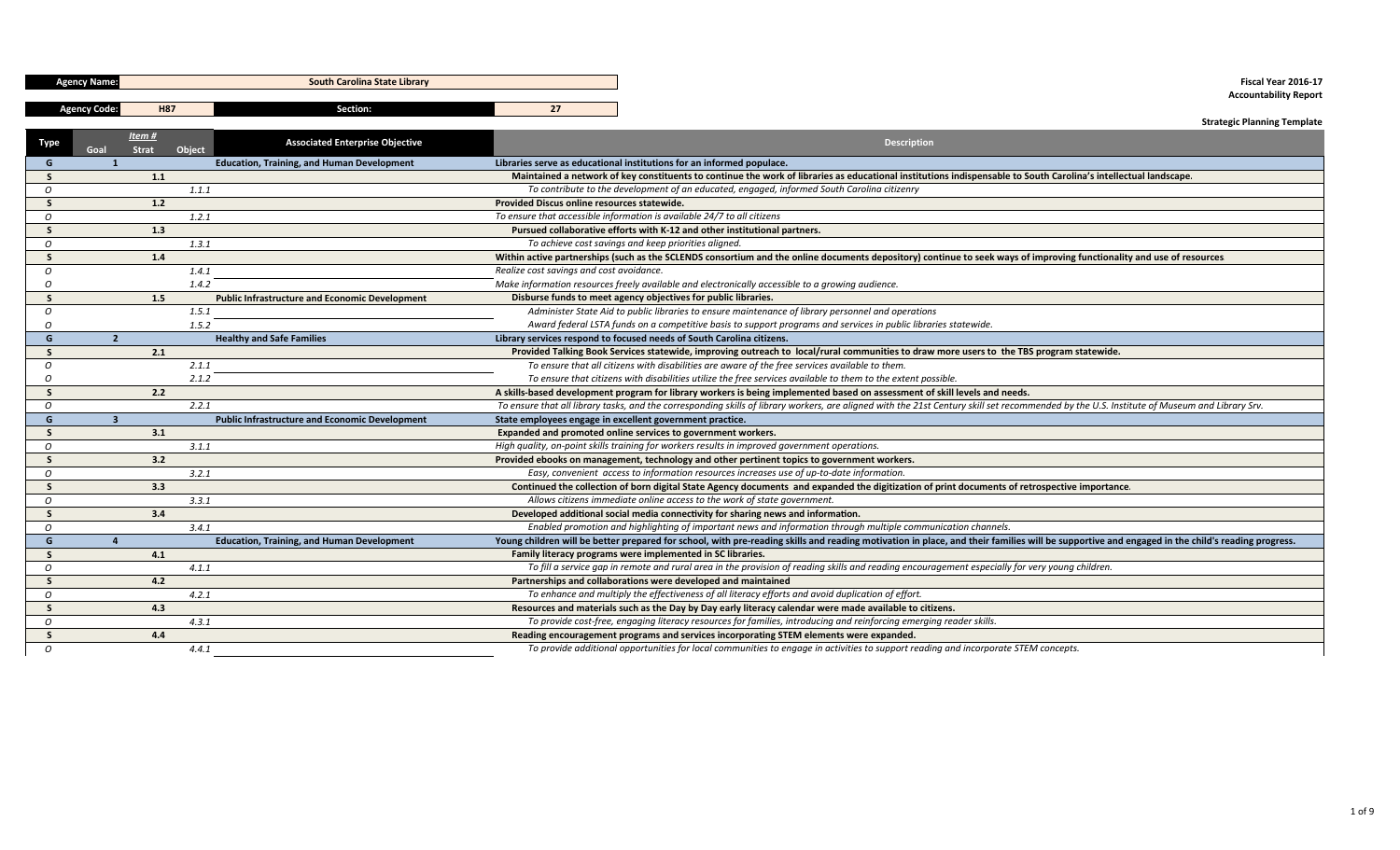| Agency Name: | South Carolina State Library | | Fiscal Year 2016-17 |
|---|---|---|---|
| Agency Code: | H87 | Section: | 27 |

**Accountability Report**

**Strategic Planning Template**

| Type | Goal | Strat | Object | Associated Enterprise Objective | Description |
|---|---|---|---|---|---|
| G | 1 | | | Education, Training, and Human Development | Libraries serve as educational institutions for an informed populace. |
| S | | 1.1 | | | Maintained a network of key constituents to continue the work of libraries as educational institutions indispensable to South Carolina's intellectual landscape. |
| O | | | 1.1.1 | | *To contribute to the development of an educated, engaged, informed South Carolina citizenry* |
| S | | 1.2 | | | Provided Discus online resources statewide. |
| O | | | 1.2.1 | | *To ensure that accessible information is available 24/7 to all citizens* |
| S | | 1.3 | | | Pursued collaborative efforts with K-12 and other institutional partners. |
| O | | | 1.3.1 | | *To achieve cost savings and keep priorities aligned.* |
| S | | 1.4 | | | Within active partnerships (such as the SCLENDS consortium and the online documents depository) continue to seek ways of improving functionality and use of resources |
| O | | | 1.4.1 | | *Realize cost savings and cost avoidance.* |
| O | | | 1.4.2 | | *Make information resources freely available and electronically accessible to a growing audience.* |
| S | | 1.5 | | Public Infrastructure and Economic Development | Disburse funds to meet agency objectives for public libraries. |
| O | | | 1.5.1 | | *Administer State Aid to public libraries to ensure maintenance of library personnel and operations* |
| O | | | 1.5.2 | | *Award federal LSTA funds on a competitive basis to support programs and services in public libraries statewide.* |
| G | 2 | | | Healthy and Safe Families | Library services respond to focused needs of South Carolina citizens. |
| S | | 2.1 | | | Provided Talking Book Services statewide, improving outreach to local/rural communities to draw more users to the TBS program statewide. |
| O | | | 2.1.1 | | *To ensure that all citizens with disabilities are aware of the free services available to them.* |
| O | | | 2.1.2 | | *To ensure that citizens with disabilities utilize the free services available to them to the extent possible.* |
| S | | 2.2 | | | A skills-based development program for library workers is being implemented based on assessment of skill levels and needs. |
| O | | | 2.2.1 | | *To ensure that all library tasks, and the corresponding skills of library workers, are aligned with the 21st Century skill set recommended by the U.S. Institute of Museum and Library Srv.* |
| G | 3 | | | Public Infrastructure and Economic Development | State employees engage in excellent government practice. |
| S | | 3.1 | | | Expanded and promoted online services to government workers. |
| O | | | 3.1.1 | | *High quality, on-point skills training for workers results in improved government operations.* |
| S | | 3.2 | | | Provided ebooks on management, technology and other pertinent topics to government workers. |
| O | | | 3.2.1 | | *Easy, convenient access to information resources increases use of up-to-date information.* |
| S | | 3.3 | | | Continued the collection of born digital State Agency documents and expanded the digitization of print documents of retrospective importance. |
| O | | | 3.3.1 | | *Allows citizens immediate online access to the work of state government.* |
| S | | 3.4 | | | Developed additional social media connectivity for sharing news and information. |
| O | | | 3.4.1 | | *Enabled promotion and highlighting of important news and information through multiple communication channels.* |
| G | 4 | | | Education, Training, and Human Development | Young children will be better prepared for school, with pre-reading skills and reading motivation in place, and their families will be supportive and engaged in the child's reading progress. |
| S | | 4.1 | | | Family literacy programs were implemented in SC libraries. |
| O | | | 4.1.1 | | *To fill a service gap in remote and rural area in the provision of reading skills and reading encouragement especially for very young children.* |
| S | | 4.2 | | | Partnerships and collaborations were developed and maintained |
| O | | | 4.2.1 | | *To enhance and multiply the effectiveness of all literacy efforts and avoid duplication of effort.* |
| S | | 4.3 | | | Resources and materials such as the Day by Day early literacy calendar were made available to citizens. |
| O | | | 4.3.1 | | *To provide cost-free, engaging literacy resources for families, introducing and reinforcing emerging reader skills.* |
| S | | 4.4 | | | Reading encouragement programs and services incorporating STEM elements were expanded. |
| O | | | 4.4.1 | | *To provide additional opportunities for local communities to engage in activities to support reading and incorporate STEM concepts.* |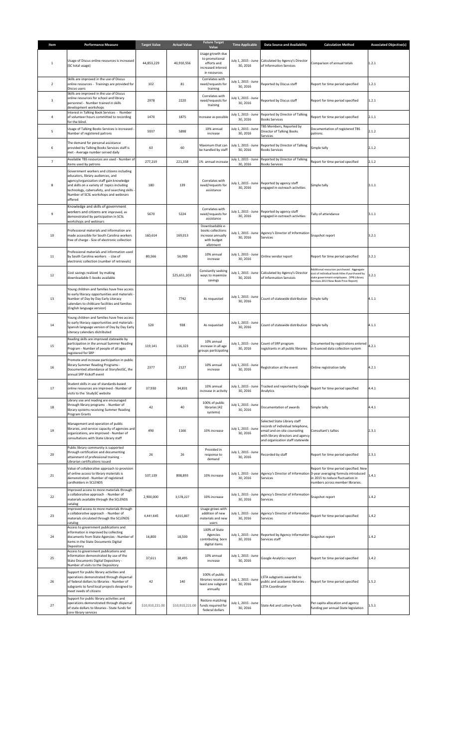| Item | Performance Measure | Target Value | Actual Value | Future Target Value | Time Applicable | Data Source and Availability | Calculation Method | Associated Objective(s) |
|---|---|---|---|---|---|---|---|---|
| 1 | Usage of Discus online resources is increased (SC total usage) | 44,853,229 | 40,910,556 | Usage growth due to promotional efforts and increased interest in resources | July 1, 2015 - June 30, 2016 | Calculated by Agency's Director of Information Services | Comparison of annual totals | 1.2.1 |
| 2 | Skills are improved in the use of Discus online resources - Trainings are provided for Discus users | 102 | 81 | Correlates with need/requests for training | July 1, 2015 - June 30, 2016 | Reported by Discus staff | Report for time period specified | 1.2.1 |
| 3 | Skills are improved in the use of Discus online resources for school and library personnel - Number trained in skills development workshops | 2978 | 2220 | Correlates with need/requests for training | July 1, 2015 - June 30, 2016 | Reported by Discus staff | Report for time period specified | 1.2.1 |
| 4 | Interest in Talking Book Services - Number of volunteer hours committed to recording for the blind. | 1470 | 1875 | Increase as possible | July 1, 2015 - June 30, 2016 | Reported by Director of Talking Books Services | Report for time period specified | 2.1.1 |
| 5 | Usage of Talking Books Services is increased - Number of registered patrons | 5937 | 5898 | 10% annual increase | July 1, 2015 - June 30, 2016 | TBS Members, Reported by Director of Talking Books Services | Documentation of registered TBS patrons. | 2.1.2 |
| 6 | The demand for personal assistance provided by Talking Books Services staff is met - Average number served daily | 63 | 60 | Maximum that can be handled by staff | July 1, 2015 - June 30, 2016 | Reported by Director of Talking Books Services | Simple tally | 2.1.2 |
| 7 | Available TBS resources are used - Number of items used by patrons | 277,219 | 221,338 | 1% annual increase | July 1, 2015 - June 30, 2016 | Reported by Director of Talking Books Services | Report for time period specified | 2.1.2 |
| 8 | Government workers and citizens including educators, library audiences, and agency/organization staff gain knowledge and skills on a variety of topics including technology, cybersafety, and searching skills - Number of SCSL workshops and webinars offered | 180 | 139 | Correlates with need/requests for assistance | July 1, 2015 - June 30, 2016 | Reported by agency staff engaged in outreach activities | Simple tally | 3.1.1 |
| 9 | Knowledge and skills of government workers and citizens are improved, as demonstrated by participation in SCSL workshops and webinars | 5670 | 5224 | Correlates with need/requests for assistance | July 1, 2015 - June 30, 2016 | Reported by agency staff engaged in outreach activities | Tally of attendance | 3.1.1 |
| 10 | Professional materials and information are made accessible for South Carolina workers free of charge - Size of electronic collection | 160,614 | 169,013 | Downloadable e-books collections increase annually with budget allotment | July 1, 2015 - June 30, 2016 | Agency's Director of Information Services | Snapshot report | 3.2.1 |
| 11 | Professional materials and information used by South Carolina workers - Use of electronic collection (number of retrievals) | 80,566 | 56,990 | 10% annual increase | July 1, 2015 - June 30, 2016 | Online vendor report | Report for time period specified | 3.2.1 |
| 12 | Cost savings realized by making downloadable E-books available | | $25,651,103 | Constantly seeking ways to maximize savings | July 1, 2015 - June 30, 2016 | Calculated by Agency's Director of Information Services | Additional resources purchased. Aggregate cost of individual book titles if purchased by state government employees. (YPB Library Services 2013 New Book Price Report) | 3.2.1 |
| 13 | Young children and families have free access to early literacy opportunities and materials - Number of Day by Day Early Literacy calendars to childcare facilities and families (English language version) | | 7742 | As requested | July 1, 2015 - June 30, 2016 | Count of statewide distribution | Simple tally | 4.1.1 |
| 14 | Young children and families have free access to early literacy opportunities and materials - Spanish language version of Day by Day Early Literacy calendars distributed | 520 | 938 | As requested | July 1, 2015 - June 30, 2016 | Count of statewide distribution | Simple tally | 4.1.1 |
| 15 | Reading skills are improved statewide by participation in the annual Summer Reading Program - Number of people of all ages registered for SRP | 119,141 | 116,323 | 10% annual increase in all age groups participating | July 1, 2015 - June 30, 2016 | Count of SRP program registrants in all public libraries | Documented by registrations entered in Evanced data collection system | 4.2.1 |
| 16 | Promote and increase participation in public library Summer Reading Programs - Documented attendance at StoryfestSC, the annual SRP Kickoff event | 2377 | 2127 | 10% annual increase | July 1, 2015 - June 30, 2016 | Registration at the event | Online registration tally | 4.2.1 |
| 17 | Student skills in use of standards-based online resources are improved - Number of visits to the StudySC website | 37,930 | 34,831 | 10% annual increase in activity | July 1, 2015 - June 30, 2016 | Tracked and reported by Google Analytics | Report for time period specified | 4.4.1 |
| 18 | Library use and reading are encouraged through library programs - Number of library systems receiving Summer Reading Program Grants | 42 | 40 | 100% of public libraries (42 systems) | July 1, 2015 - June 30, 2016 | Documentation of awards | Simple tally | 4.4.1 |
| 19 | Management and operation of public libraries, and service capacity of agencies and organizations, are improved - Number of consultations with State Library staff | 490 | 1166 | 10% increase | July 1, 2015 - June 30, 2016 | Selected State Library staff records of individual telephone, email and on-site counseling with library directors and agency and organization staff statewide | Consultant's tallies | 2.3.1 |
| 20 | Public library community is supported through certification and documenting attainment of professional training - Librarian certifications issued | 26 | 26 | Provided in response to demand | July 1, 2015 - June 30, 2016 | Recorded by staff | Report for time period specified | 2.3.1 |
| 21 | Value of collaborative approach to provision of online access to library materials is demonstrated - Number of registered cardholders in SCLENDS | 537,139 | 808,893 | 10% increase | July 1, 2015 - June 30, 2016 | Agency's Director of Information Services | Report for time period specified. New 3-year averaging formula introduced in 2015 to reduce fluctuation in numbers across member libraries. | 1.4.1 |
| 22 | Improved access to more materials through a collaborative approach - Number of materials available through the SCLENDS catalog | 2,900,000 | 3,578,227 | 10% increase | July 1, 2015 - June 30, 2016 | Agency's Director of Information Services | Snapshot report | 1.4.2 |
| 23 | Improved access to more materials through a collaborative approach - Number of materials circulated through the SCLENDS catalog | 4,441,645 | 4,015,807 | Usage grows with addition of new materials and new users | July 1, 2015 - June 30, 2016 | Agency's Director of Information Services | Report for time period specified | 1.4.2 |
| 24 | Access to government publications and information is improved by collecting documents from State Agencies - Number of items in the State Documents Digital Depository | 16,800 | 18,500 | 100% of State Agencies contributing born digital items | July 1, 2015 - June 30, 2016 | Reported by Agency Information Services staff | Snapshot report | 1.4.2 |
| 25 | Access to government publications and information demonstrated by use of the State Documents Digital Depository - Number of visits to the Depository | 37,611 | 38,495 | 10% annual increase | July 1, 2015 - June 30, 2016 | Google Analytics report | Report for time period specified | 1.4.2 |
| 26 | Support for public library activities and operations demonstrated through dispersal of federal dollars to libraries - Number of subgrants to fund local projects designed to meet needs of citizens | 42 | 140 | 100% of public libraries receive at least one subgrant annually | July 1, 2015 - June 30, 2016 | LSTA subgrants awarded to public and academic libraries - LSTA Coordinator | Report for time period specified | 1.5.2 |
| 27 | Support for public library activities and operations demonstrated through dispersal of state dollars to libraries - State funds for core library services | $10,910,221.00 | $10,910,221.00 | Restore matching funds required for federal dollars | July 1, 2015 - June 30, 2016 | State Aid and Lottery funds | Per capita allocation and agency funding per annual State legislation | 1.5.1 |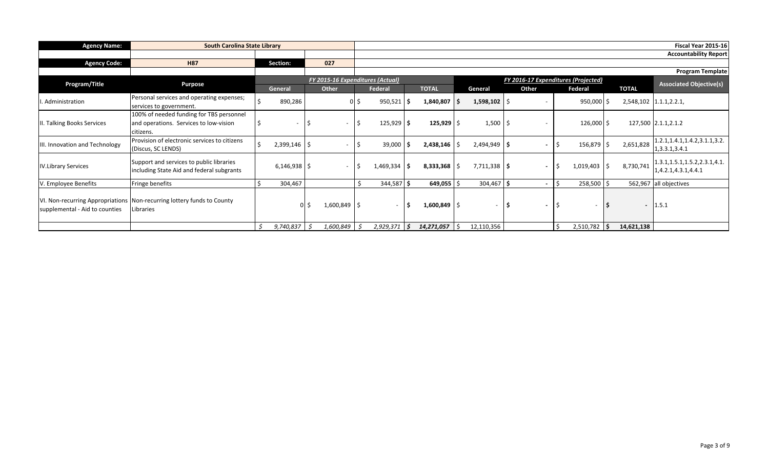| Agency Name: | South Carolina State Library | | | Fiscal Year 2015-16 |
|---|---|---|---|---|
| | | | | Accountability Report |
| Agency Code: | H87 | Section: | 027 | |
| | | | | Program Template |

| Program/Title | Purpose | FY 2015-16 Expenditures (Actual) | | | | FY 2016-17 Expenditures (Projected) | | | | Associated Objective(s) |
|---|---|---|---|---|---|---|---|---|---|---|
| | | General | Other | Federal | TOTAL | General | Other | Federal | TOTAL | |
| I. Administration | Personal services and operating expenses; services to government. | $ 890,286 | 0 | $ 950,521 | $ 1,840,807 | $ 1,598,102 | $ - | 950,000 | $ 2,548,102 | 1.1.1,2.2.1, |
| II. Talking Books Services | 100% of needed funding for TBS personnel and operations. Services to low-vision citizens. | $ - | $ - | $ 125,929 | $ 125,929 | $ 1,500 | $ - | 126,000 | $ 127,500 | 2.1.1,2.1.2 |
| III. Innovation and Technology | Provision of electronic services to citizens (Discus, SC LENDS) | $ 2,399,146 | $ - | $ 39,000 | $ 2,438,146 | $ 2,494,949 | $ - | $ 156,879 | $ 2,651,828 | 1.2.1,1.4.1,1.4.2,3.1.1,3.2.1,3.3.1,3.4.1 |
| IV.Library Services | Support and services to public libraries including State Aid and federal subgrants | 6,146,938 | $ - | $ 1,469,334 | $ 8,333,368 | $ 7,711,338 | $ - | $ 1,019,403 | $ 8,730,741 | 1.3.1,1.5.1,1.5.2,2.3.1,4.1.1,4.2.1,4.3.1,4.4.1 |
| V. Employee Benefits | Fringe benefits | $ 304,467 | | $ 344,587 | $ 649,055 | $ 304,467 | $ - | $ 258,500 | $ 562,967 | all objectives |
| VI. Non-recurring Appropriations supplemental - Aid to counties | Non-recurring lottery funds to County Libraries | 0 | $ 1,600,849 | $ - | $ 1,600,849 | $ - | $ - | $ - | $ - | 1.5.1 |
| | | $ 9,740,837 | $ 1,600,849 | $ 2,929,371 | $ 14,271,057 | $ 12,110,356 | | $ 2,510,782 | $ 14,621,138 | |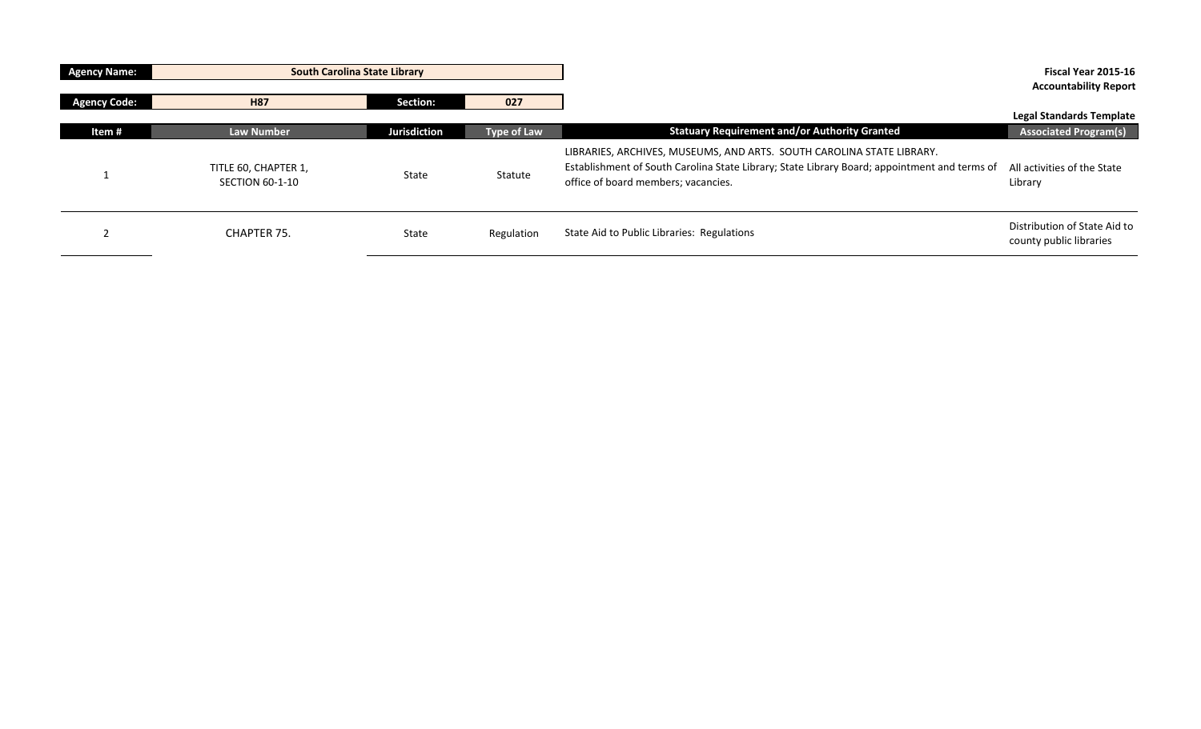| Agency Name: | South Carolina State Library | | | | Fiscal Year 2015-16 Accountability Report |
|---|---|---|---|---|---|
| Agency Code: | H87 | Section: | 027 | | |

**Legal Standards Template**

| Item # | Law Number | Jurisdiction | Type of Law | Statuary Requirement and/or Authority Granted | Associated Program(s) |
|---|---|---|---|---|---|
| 1 | TITLE 60, CHAPTER 1, SECTION 60-1-10 | State | Statute | LIBRARIES, ARCHIVES, MUSEUMS, AND ARTS. SOUTH CAROLINA STATE LIBRARY. Establishment of South Carolina State Library; State Library Board; appointment and terms of office of board members; vacancies. | All activities of the State Library |
| 2 | CHAPTER 75. | State | Regulation | State Aid to Public Libraries: Regulations | Distribution of State Aid to county public libraries |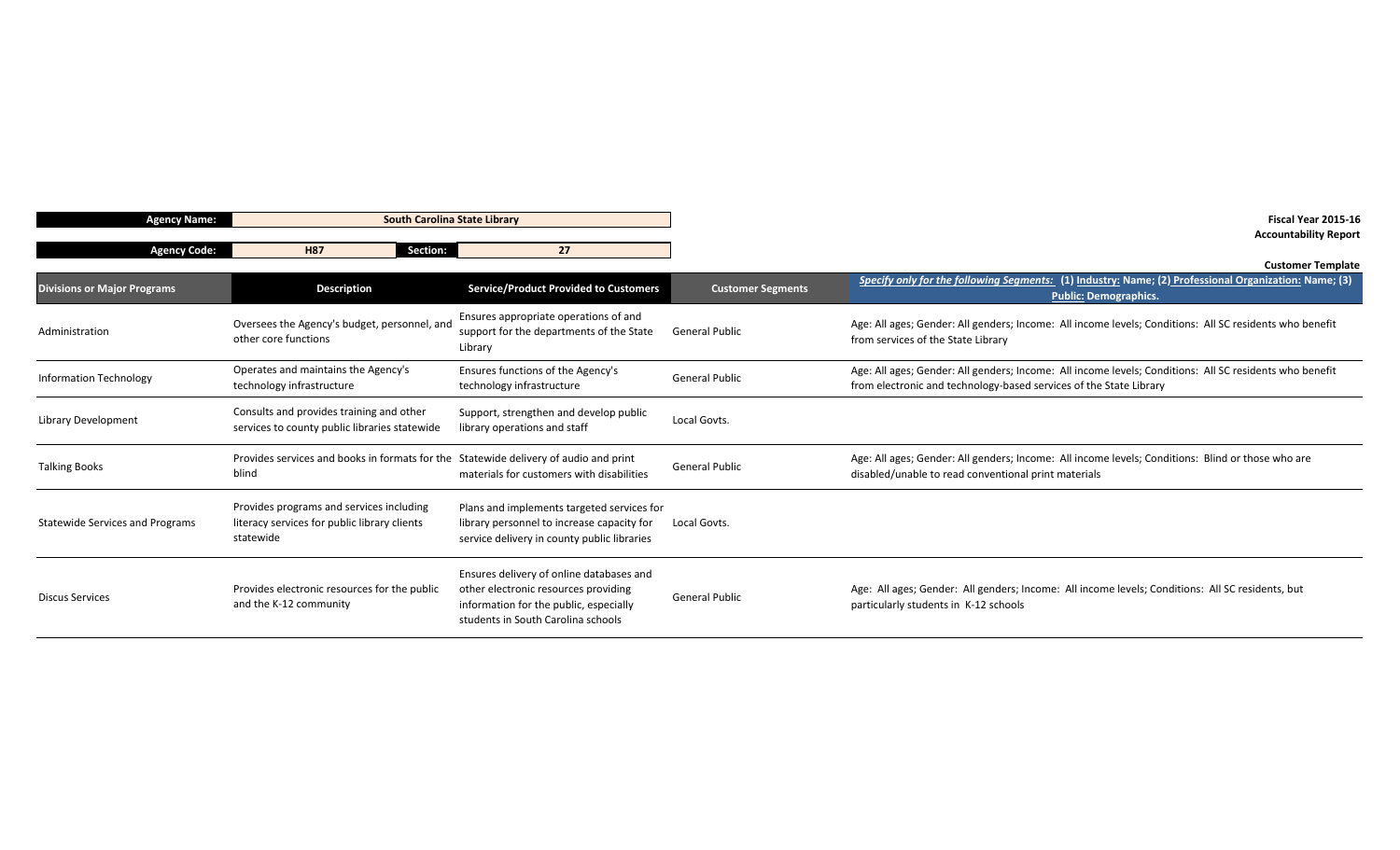| Agency Name: | South Carolina State Library | | |
|---|---|---|---|
| Agency Code: | H87 | Section: | 27 |

**Fiscal Year 2015-16**
**Accountability Report**

**Customer Template**

| Divisions or Major Programs | Description | Service/Product Provided to Customers | Customer Segments | *Specify only for the following Segments:* (1) Industry: Name; (2) Professional Organization: Name; (3) Public: Demographics. |
|---|---|---|---|---|
| Administration | Oversees the Agency's budget, personnel, and other core functions | Ensures appropriate operations of and support for the departments of the State Library | General Public | Age: All ages; Gender: All genders; Income: All income levels; Conditions: All SC residents who benefit from services of the State Library |
| Information Technology | Operates and maintains the Agency's technology infrastructure | Ensures functions of the Agency's technology infrastructure | General Public | Age: All ages; Gender: All genders; Income: All income levels; Conditions: All SC residents who benefit from electronic and technology-based services of the State Library |
| Library Development | Consults and provides training and other services to county public libraries statewide | Support, strengthen and develop public library operations and staff | Local Govts. | |
| Talking Books | Provides services and books in formats for the blind | Statewide delivery of audio and print materials for customers with disabilities | General Public | Age: All ages; Gender: All genders; Income: All income levels; Conditions: Blind or those who are disabled/unable to read conventional print materials |
| Statewide Services and Programs | Provides programs and services including literacy services for public library clients statewide | Plans and implements targeted services for library personnel to increase capacity for service delivery in county public libraries | Local Govts. | |
| Discus Services | Provides electronic resources for the public and the K-12 community | Ensures delivery of online databases and other electronic resources providing information for the public, especially students in South Carolina schools | General Public | Age: All ages; Gender: All genders; Income: All income levels; Conditions: All SC residents, but particularly students in K-12 schools |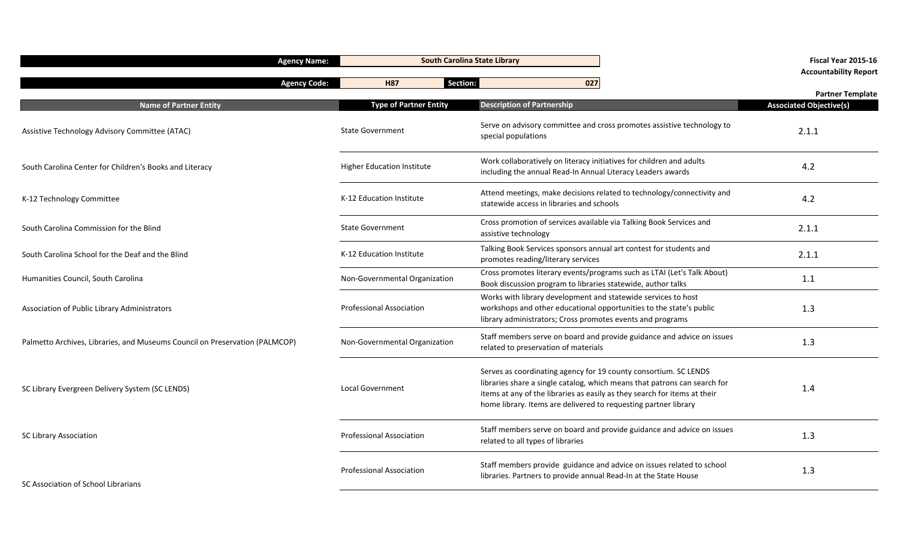| Agency Name: | South Carolina State Library | | Fiscal Year 2015-16 |
|---|---|---|---|
| Agency Code: | H87 | Section: 027 | Accountability Report |

**Partner Template**

| Name of Partner Entity | Type of Partner Entity | Description of Partnership | Associated Objective(s) |
|---|---|---|---|
| Assistive Technology Advisory Committee (ATAC) | State Government | Serve on advisory committee and cross promotes assistive technology to special populations | 2.1.1 |
| South Carolina Center for Children's Books and Literacy | Higher Education Institute | Work collaboratively on literacy initiatives for children and adults including the annual Read-In Annual Literacy Leaders awards | 4.2 |
| K-12 Technology Committee | K-12 Education Institute | Attend meetings, make decisions related to technology/connectivity and statewide access in libraries and schools | 4.2 |
| South Carolina Commission for the Blind | State Government | Cross promotion of services available via Talking Book Services and assistive technology | 2.1.1 |
| South Carolina School for the Deaf and the Blind | K-12 Education Institute | Talking Book Services sponsors annual art contest for students and promotes reading/literary services | 2.1.1 |
| Humanities Council, South Carolina | Non-Governmental Organization | Cross promotes literary events/programs such as LTAI (Let's Talk About) Book discussion program to libraries statewide, author talks | 1.1 |
| Association of Public Library Administrators | Professional Association | Works with library development and statewide services to host workshops and other educational opportunities to the state's public library administrators; Cross promotes events and programs | 1.3 |
| Palmetto Archives, Libraries, and Museums Council on Preservation (PALMCOP) | Non-Governmental Organization | Staff members serve on board and provide guidance and advice on issues related to preservation of materials | 1.3 |
| SC Library Evergreen Delivery System (SC LENDS) | Local Government | Serves as coordinating agency for 19 county consortium. SC LENDS libraries share a single catalog, which means that patrons can search for items at any of the libraries as easily as they search for items at their home library. Items are delivered to requesting partner library | 1.4 |
| SC Library Association | Professional Association | Staff members serve on board and provide guidance and advice on issues related to all types of libraries | 1.3 |
| SC Association of School Librarians | Professional Association | Staff members provide guidance and advice on issues related to school libraries. Partners to provide annual Read-In at the State House | 1.3 |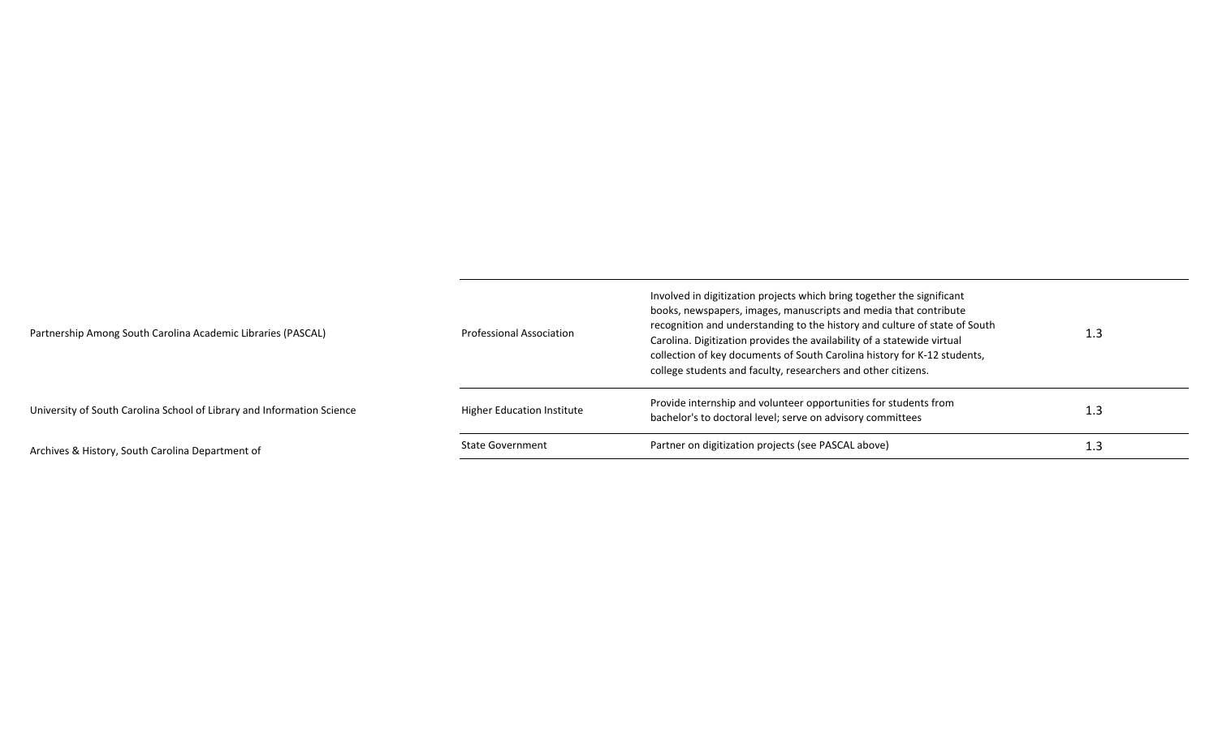| | | | |
|---|---|---|---|
| Partnership Among South Carolina Academic Libraries (PASCAL) | Professional Association | Involved in digitization projects which bring together the significant books, newspapers, images, manuscripts and media that contribute recognition and understanding to the history and culture of state of South Carolina. Digitization provides the availability of a statewide virtual collection of key documents of South Carolina history for K-12 students, college students and faculty, researchers and other citizens. | 1.3 |
| University of South Carolina School of Library and Information Science | Higher Education Institute | Provide internship and volunteer opportunities for students from bachelor's to doctoral level; serve on advisory committees | 1.3 |
| Archives & History, South Carolina Department of | State Government | Partner on digitization projects (see PASCAL above) | 1.3 |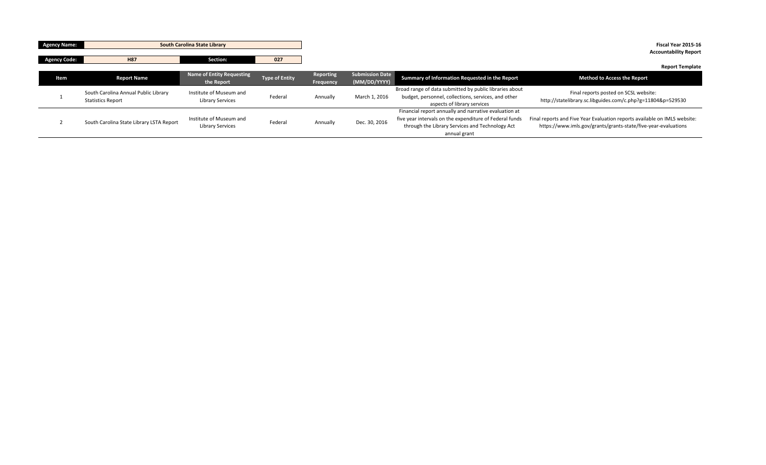| Agency Name: | South Carolina State Library | | |
|---|---|---|---|
| Agency Code: | H87 | Section: | 027 |

**Fiscal Year 2015-16**
**Accountability Report**

**Report Template**

| Item | Report Name | Name of Entity Requesting the Report | Type of Entity | Reporting Frequency | Submission Date (MM/DD/YYYY) | Summary of Information Requested in the Report | Method to Access the Report |
|---|---|---|---|---|---|---|---|
| 1 | South Carolina Annual Public Library Statistics Report | Institute of Museum and Library Services | Federal | Annually | March 1, 2016 | Broad range of data submitted by public libraries about budget, personnel, collections, services, and other aspects of library services | Final reports posted on SCSL website: http://statelibrary.sc.libguides.com/c.php?g=11804&p=529530 |
| 2 | South Carolina State Library LSTA Report | Institute of Museum and Library Services | Federal | Annually | Dec. 30, 2016 | Financial report annually and narrative evaluation at five year intervals on the expenditure of Federal funds through the Library Services and Technology Act annual grant | Final reports and Five Year Evaluation reports available on IMLS website: https://www.imls.gov/grants/grants-state/five-year-evaluations |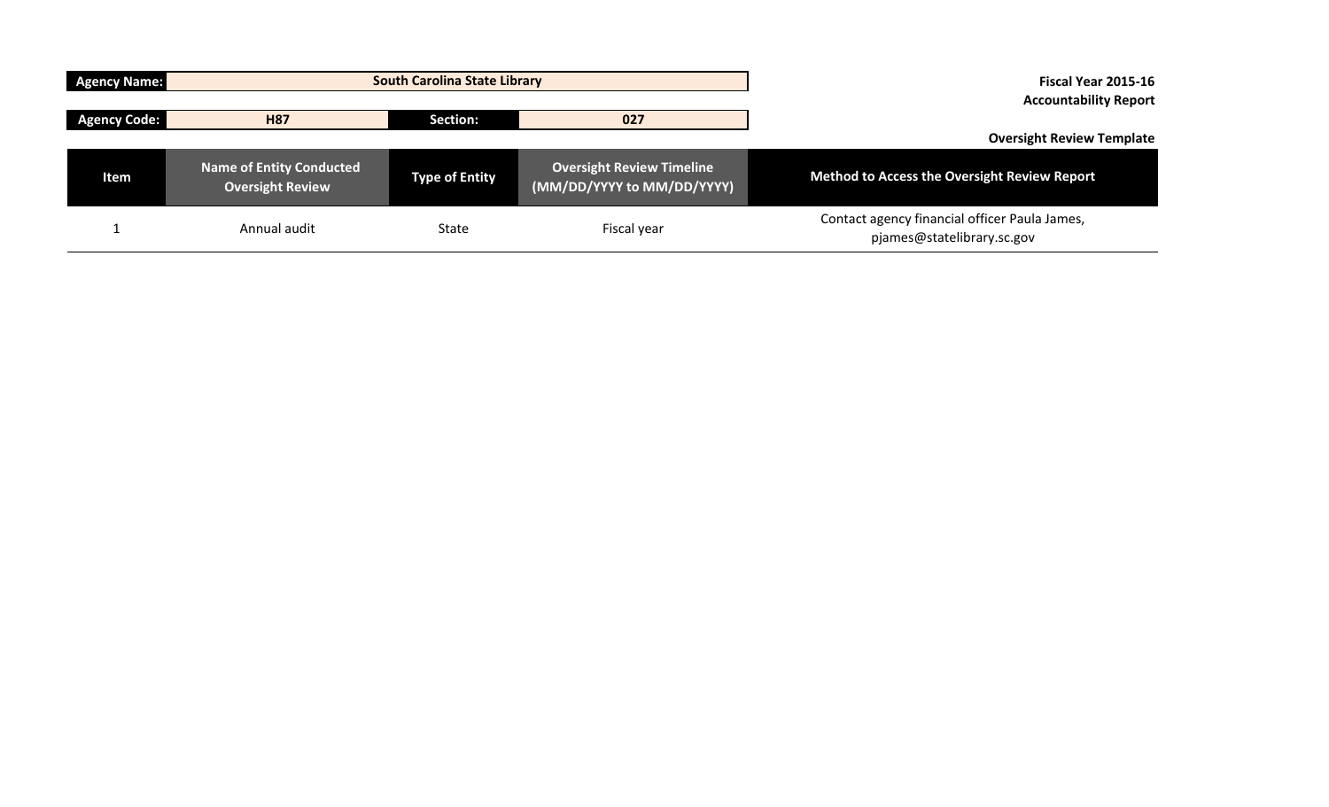| | | | |
|---|---|---|---|
| **Agency Name:** | South Carolina State Library | | |
| **Agency Code:** | H87 | **Section:** | 027 |

**Fiscal Year 2015-16**
**Accountability Report**

**Oversight Review Template**

| Item | Name of Entity Conducted Oversight Review | Type of Entity | Oversight Review Timeline (MM/DD/YYYY to MM/DD/YYYY) | Method to Access the Oversight Review Report |
|---|---|---|---|---|
| 1 | Annual audit | State | Fiscal year | Contact agency financial officer Paula James, pjames@statelibrary.sc.gov |